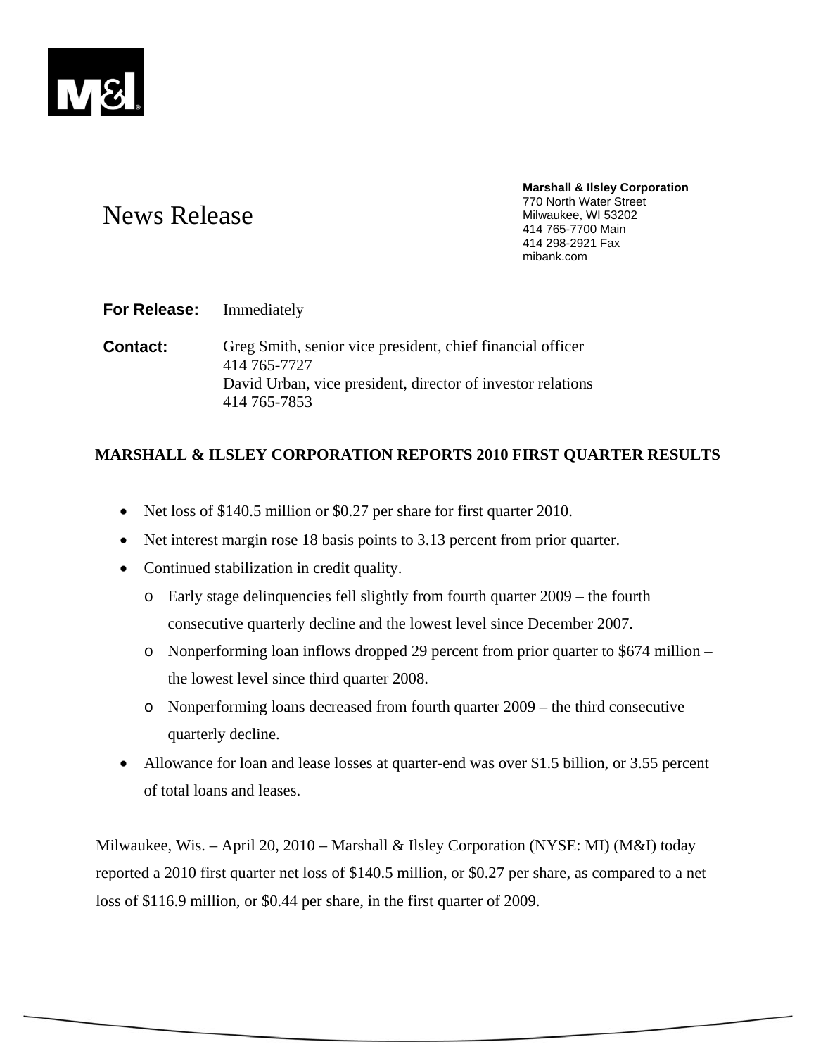**Marshall & Ilsley Corporation**
770 North Water Street
Milwaukee, WI 53202
414 765-7700 Main
414 298-2921 Fax
mibank.com

# News Release

**For Release:** Immediately

**Contact:** Greg Smith, senior vice president, chief financial officer
414 765-7727
David Urban, vice president, director of investor relations
414 765-7853

## MARSHALL & ILSLEY CORPORATION REPORTS 2010 FIRST QUARTER RESULTS

- Net loss of $140.5 million or $0.27 per share for first quarter 2010.
- Net interest margin rose 18 basis points to 3.13 percent from prior quarter.
- Continued stabilization in credit quality.
  - Early stage delinquencies fell slightly from fourth quarter 2009 – the fourth consecutive quarterly decline and the lowest level since December 2007.
  - Nonperforming loan inflows dropped 29 percent from prior quarter to $674 million – the lowest level since third quarter 2008.
  - Nonperforming loans decreased from fourth quarter 2009 – the third consecutive quarterly decline.
- Allowance for loan and lease losses at quarter-end was over $1.5 billion, or 3.55 percent of total loans and leases.

Milwaukee, Wis. – April 20, 2010 – Marshall & Ilsley Corporation (NYSE: MI) (M&I) today reported a 2010 first quarter net loss of $140.5 million, or $0.27 per share, as compared to a net loss of $116.9 million, or $0.44 per share, in the first quarter of 2009.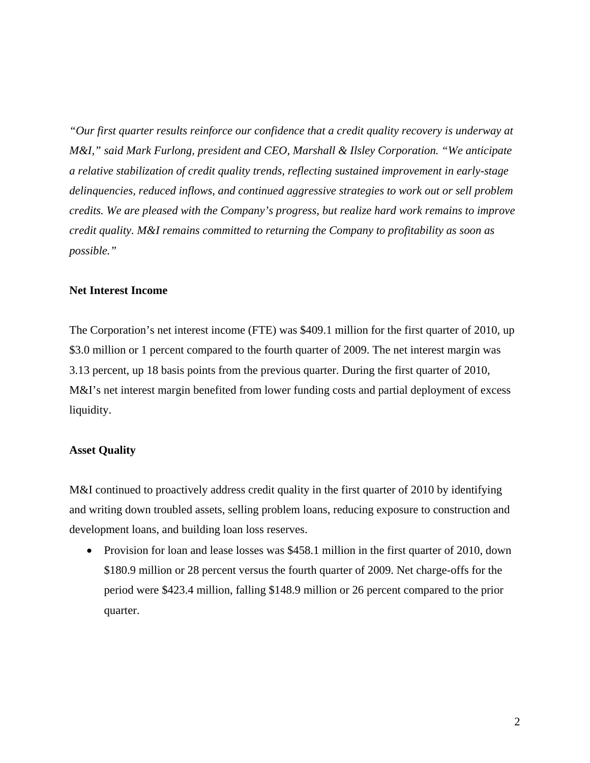*"Our first quarter results reinforce our confidence that a credit quality recovery is underway at M&I," said Mark Furlong, president and CEO, Marshall & Ilsley Corporation. "We anticipate a relative stabilization of credit quality trends, reflecting sustained improvement in early-stage delinquencies, reduced inflows, and continued aggressive strategies to work out or sell problem credits. We are pleased with the Company's progress, but realize hard work remains to improve credit quality. M&I remains committed to returning the Company to profitability as soon as possible."*

**Net Interest Income**

The Corporation's net interest income (FTE) was $409.1 million for the first quarter of 2010, up $3.0 million or 1 percent compared to the fourth quarter of 2009. The net interest margin was 3.13 percent, up 18 basis points from the previous quarter. During the first quarter of 2010, M&I's net interest margin benefited from lower funding costs and partial deployment of excess liquidity.

**Asset Quality**

M&I continued to proactively address credit quality in the first quarter of 2010 by identifying and writing down troubled assets, selling problem loans, reducing exposure to construction and development loans, and building loan loss reserves.

- Provision for loan and lease losses was $458.1 million in the first quarter of 2010, down $180.9 million or 28 percent versus the fourth quarter of 2009. Net charge-offs for the period were $423.4 million, falling $148.9 million or 26 percent compared to the prior quarter.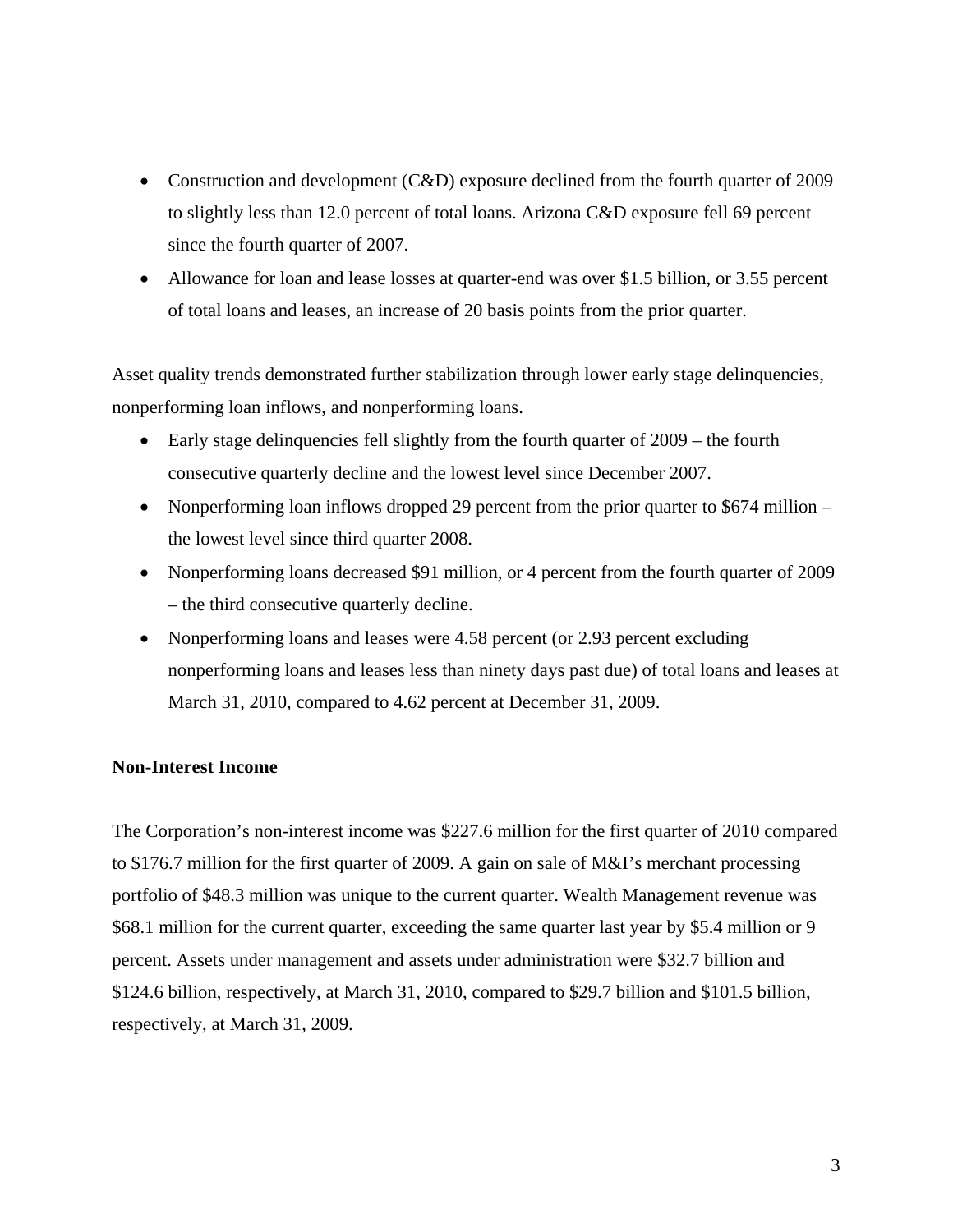- Construction and development (C&D) exposure declined from the fourth quarter of 2009 to slightly less than 12.0 percent of total loans. Arizona C&D exposure fell 69 percent since the fourth quarter of 2007.
- Allowance for loan and lease losses at quarter-end was over $1.5 billion, or 3.55 percent of total loans and leases, an increase of 20 basis points from the prior quarter.

Asset quality trends demonstrated further stabilization through lower early stage delinquencies, nonperforming loan inflows, and nonperforming loans.

- Early stage delinquencies fell slightly from the fourth quarter of 2009 – the fourth consecutive quarterly decline and the lowest level since December 2007.
- Nonperforming loan inflows dropped 29 percent from the prior quarter to $674 million – the lowest level since third quarter 2008.
- Nonperforming loans decreased $91 million, or 4 percent from the fourth quarter of 2009 – the third consecutive quarterly decline.
- Nonperforming loans and leases were 4.58 percent (or 2.93 percent excluding nonperforming loans and leases less than ninety days past due) of total loans and leases at March 31, 2010, compared to 4.62 percent at December 31, 2009.

**Non-Interest Income**

The Corporation's non-interest income was $227.6 million for the first quarter of 2010 compared to $176.7 million for the first quarter of 2009. A gain on sale of M&I's merchant processing portfolio of $48.3 million was unique to the current quarter. Wealth Management revenue was $68.1 million for the current quarter, exceeding the same quarter last year by $5.4 million or 9 percent. Assets under management and assets under administration were $32.7 billion and $124.6 billion, respectively, at March 31, 2010, compared to $29.7 billion and $101.5 billion, respectively, at March 31, 2009.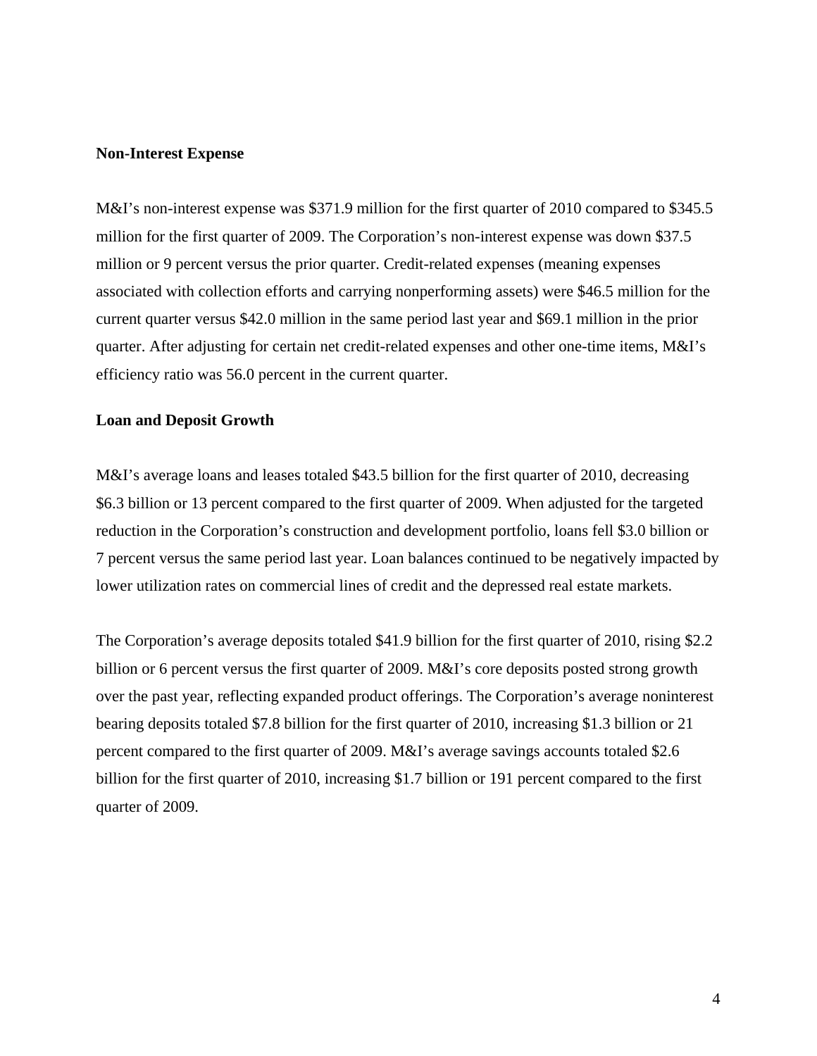**Non-Interest Expense**

M&I's non-interest expense was $371.9 million for the first quarter of 2010 compared to $345.5 million for the first quarter of 2009. The Corporation's non-interest expense was down $37.5 million or 9 percent versus the prior quarter. Credit-related expenses (meaning expenses associated with collection efforts and carrying nonperforming assets) were $46.5 million for the current quarter versus $42.0 million in the same period last year and $69.1 million in the prior quarter. After adjusting for certain net credit-related expenses and other one-time items, M&I's efficiency ratio was 56.0 percent in the current quarter.

**Loan and Deposit Growth**

M&I's average loans and leases totaled $43.5 billion for the first quarter of 2010, decreasing $6.3 billion or 13 percent compared to the first quarter of 2009. When adjusted for the targeted reduction in the Corporation's construction and development portfolio, loans fell $3.0 billion or 7 percent versus the same period last year. Loan balances continued to be negatively impacted by lower utilization rates on commercial lines of credit and the depressed real estate markets.

The Corporation's average deposits totaled $41.9 billion for the first quarter of 2010, rising $2.2 billion or 6 percent versus the first quarter of 2009. M&I's core deposits posted strong growth over the past year, reflecting expanded product offerings. The Corporation's average noninterest bearing deposits totaled $7.8 billion for the first quarter of 2010, increasing $1.3 billion or 21 percent compared to the first quarter of 2009. M&I's average savings accounts totaled $2.6 billion for the first quarter of 2010, increasing $1.7 billion or 191 percent compared to the first quarter of 2009.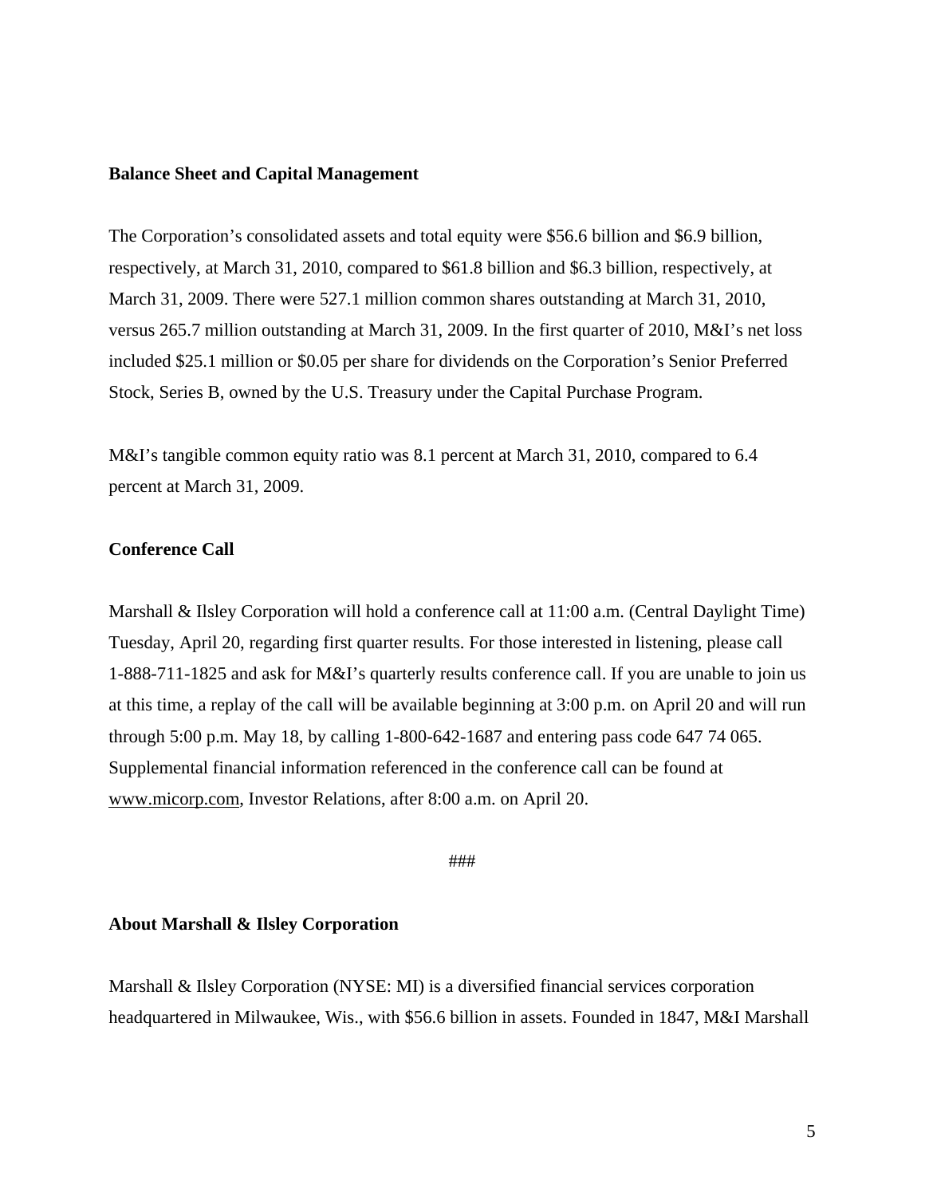**Balance Sheet and Capital Management**

The Corporation's consolidated assets and total equity were $56.6 billion and $6.9 billion, respectively, at March 31, 2010, compared to $61.8 billion and $6.3 billion, respectively, at March 31, 2009. There were 527.1 million common shares outstanding at March 31, 2010, versus 265.7 million outstanding at March 31, 2009. In the first quarter of 2010, M&I's net loss included $25.1 million or $0.05 per share for dividends on the Corporation's Senior Preferred Stock, Series B, owned by the U.S. Treasury under the Capital Purchase Program.

M&I's tangible common equity ratio was 8.1 percent at March 31, 2010, compared to 6.4 percent at March 31, 2009.

**Conference Call**

Marshall & Ilsley Corporation will hold a conference call at 11:00 a.m. (Central Daylight Time) Tuesday, April 20, regarding first quarter results. For those interested in listening, please call 1-888-711-1825 and ask for M&I's quarterly results conference call. If you are unable to join us at this time, a replay of the call will be available beginning at 3:00 p.m. on April 20 and will run through 5:00 p.m. May 18, by calling 1-800-642-1687 and entering pass code 647 74 065. Supplemental financial information referenced in the conference call can be found at www.micorp.com, Investor Relations, after 8:00 a.m. on April 20.

###

**About Marshall & Ilsley Corporation**

Marshall & Ilsley Corporation (NYSE: MI) is a diversified financial services corporation headquartered in Milwaukee, Wis., with $56.6 billion in assets. Founded in 1847, M&I Marshall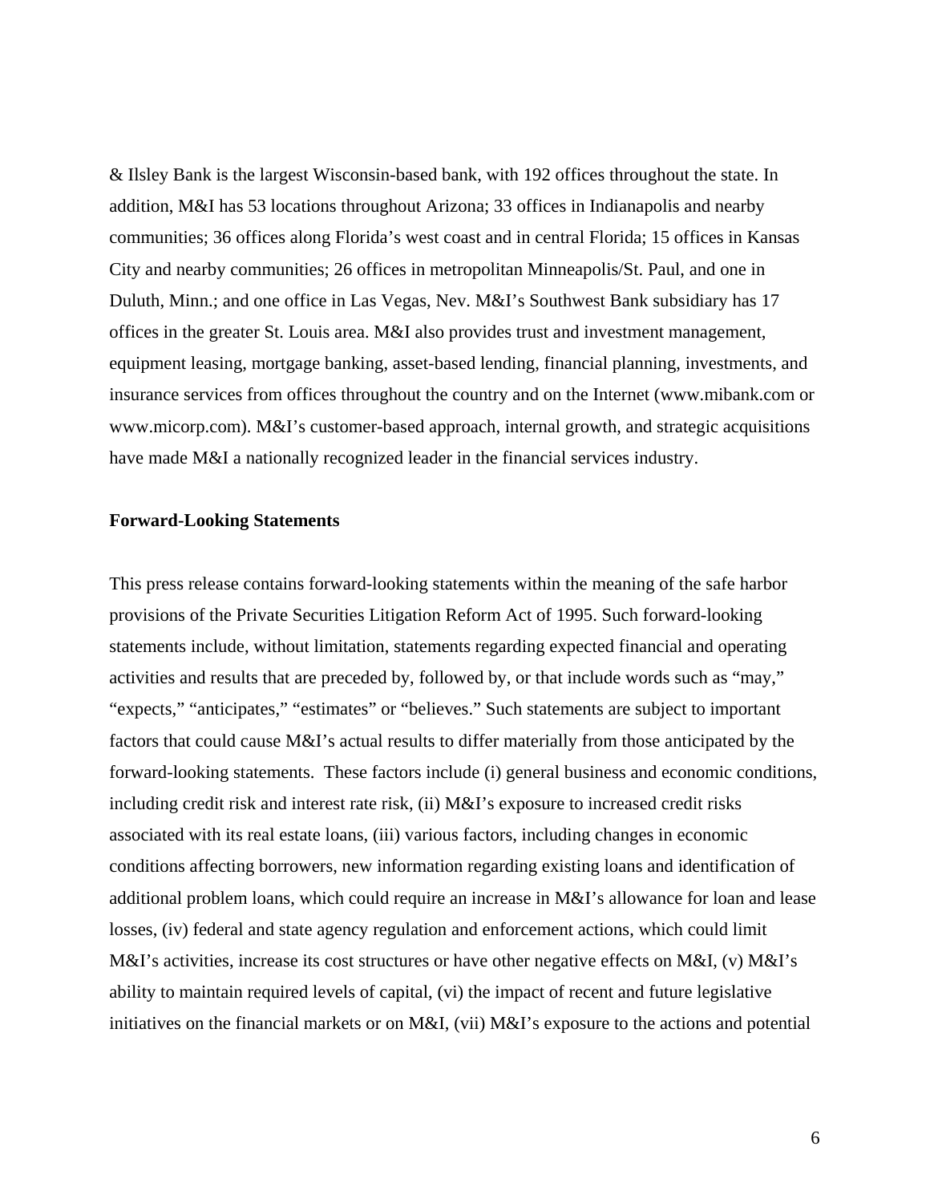& Ilsley Bank is the largest Wisconsin-based bank, with 192 offices throughout the state. In addition, M&I has 53 locations throughout Arizona; 33 offices in Indianapolis and nearby communities; 36 offices along Florida's west coast and in central Florida; 15 offices in Kansas City and nearby communities; 26 offices in metropolitan Minneapolis/St. Paul, and one in Duluth, Minn.; and one office in Las Vegas, Nev. M&I's Southwest Bank subsidiary has 17 offices in the greater St. Louis area. M&I also provides trust and investment management, equipment leasing, mortgage banking, asset-based lending, financial planning, investments, and insurance services from offices throughout the country and on the Internet (www.mibank.com or www.micorp.com). M&I's customer-based approach, internal growth, and strategic acquisitions have made M&I a nationally recognized leader in the financial services industry.

**Forward-Looking Statements**

This press release contains forward-looking statements within the meaning of the safe harbor provisions of the Private Securities Litigation Reform Act of 1995. Such forward-looking statements include, without limitation, statements regarding expected financial and operating activities and results that are preceded by, followed by, or that include words such as "may," "expects," "anticipates," "estimates" or "believes." Such statements are subject to important factors that could cause M&I's actual results to differ materially from those anticipated by the forward-looking statements. These factors include (i) general business and economic conditions, including credit risk and interest rate risk, (ii) M&I's exposure to increased credit risks associated with its real estate loans, (iii) various factors, including changes in economic conditions affecting borrowers, new information regarding existing loans and identification of additional problem loans, which could require an increase in M&I's allowance for loan and lease losses, (iv) federal and state agency regulation and enforcement actions, which could limit M&I's activities, increase its cost structures or have other negative effects on M&I, (v) M&I's ability to maintain required levels of capital, (vi) the impact of recent and future legislative initiatives on the financial markets or on M&I, (vii) M&I's exposure to the actions and potential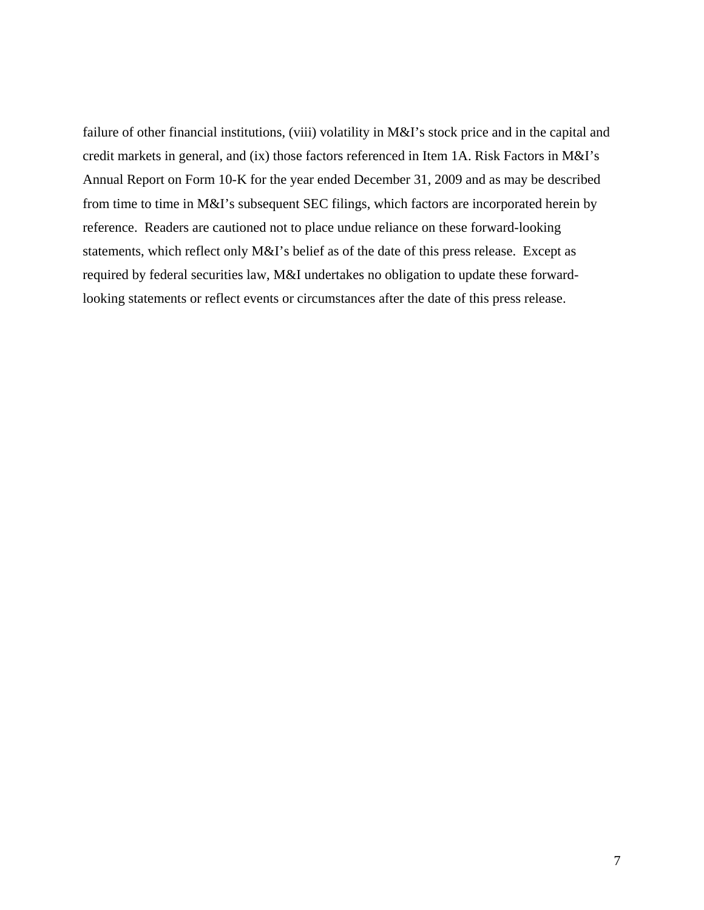failure of other financial institutions, (viii) volatility in M&I's stock price and in the capital and credit markets in general, and (ix) those factors referenced in Item 1A. Risk Factors in M&I's Annual Report on Form 10-K for the year ended December 31, 2009 and as may be described from time to time in M&I's subsequent SEC filings, which factors are incorporated herein by reference. Readers are cautioned not to place undue reliance on these forward-looking statements, which reflect only M&I's belief as of the date of this press release. Except as required by federal securities law, M&I undertakes no obligation to update these forward-looking statements or reflect events or circumstances after the date of this press release.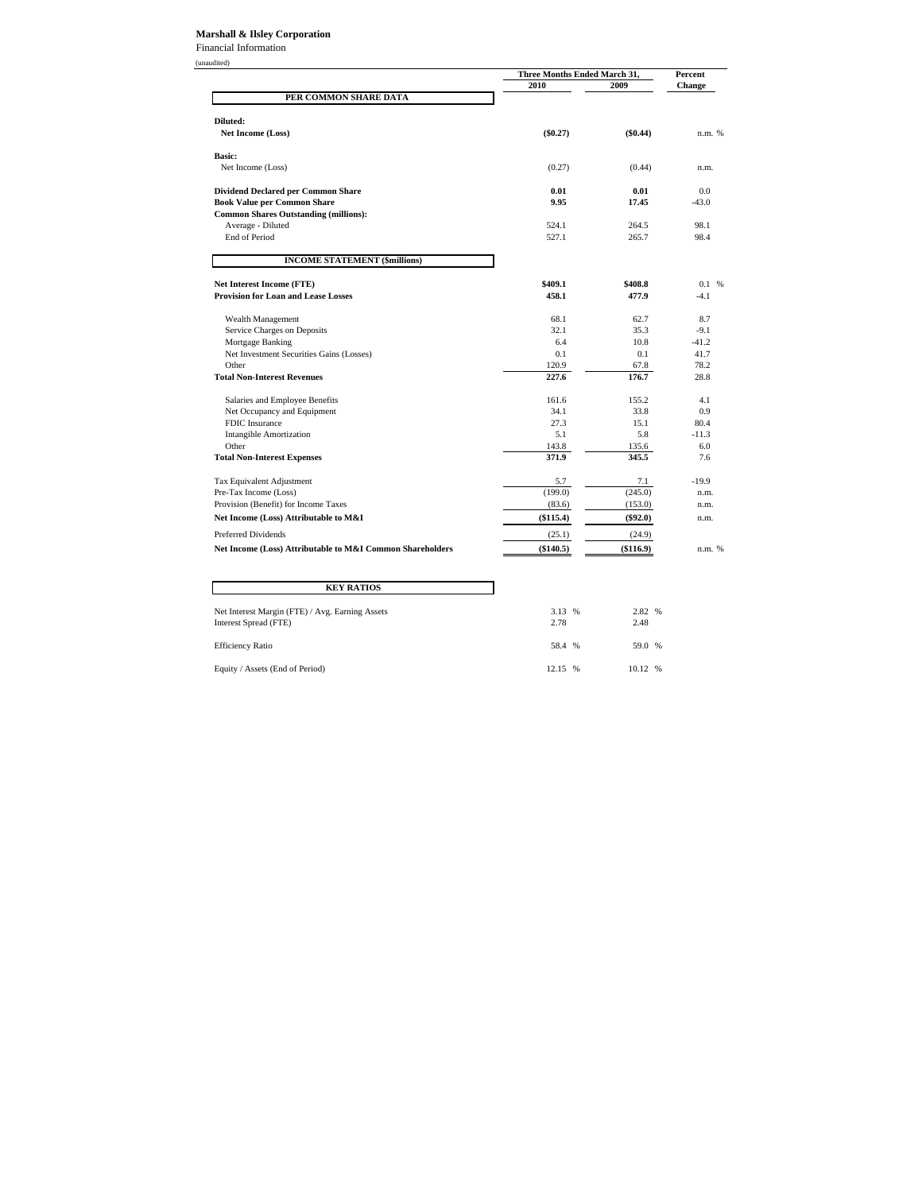**Marshall & Ilsley Corporation**

Financial Information

(unaudited)

| | Three Months Ended March 31, 2010 | 2009 | Percent Change |
|---|---|---|---|
| **PER COMMON SHARE DATA** | | | |
| **Diluted:** | | | |
| **Net Income (Loss)** | **($0.27)** | **($0.44)** | n.m. % |
| **Basic:** | | | |
| Net Income (Loss) | (0.27) | (0.44) | n.m. |
| **Dividend Declared per Common Share** | **0.01** | **0.01** | 0.0 |
| **Book Value per Common Share** | **9.95** | **17.45** | -43.0 |
| **Common Shares Outstanding (millions):** | | | |
| Average - Diluted | 524.1 | 264.5 | 98.1 |
| End of Period | 527.1 | 265.7 | 98.4 |
| **INCOME STATEMENT ($millions)** | | | |
| **Net Interest Income (FTE)** | **$409.1** | **$408.8** | 0.1 % |
| **Provision for Loan and Lease Losses** | **458.1** | **477.9** | -4.1 |
| Wealth Management | 68.1 | 62.7 | 8.7 |
| Service Charges on Deposits | 32.1 | 35.3 | -9.1 |
| Mortgage Banking | 6.4 | 10.8 | -41.2 |
| Net Investment Securities Gains (Losses) | 0.1 | 0.1 | 41.7 |
| Other | 120.9 | 67.8 | 78.2 |
| **Total Non-Interest Revenues** | **227.6** | **176.7** | 28.8 |
| Salaries and Employee Benefits | 161.6 | 155.2 | 4.1 |
| Net Occupancy and Equipment | 34.1 | 33.8 | 0.9 |
| FDIC Insurance | 27.3 | 15.1 | 80.4 |
| Intangible Amortization | 5.1 | 5.8 | -11.3 |
| Other | 143.8 | 135.6 | 6.0 |
| **Total Non-Interest Expenses** | **371.9** | **345.5** | 7.6 |
| Tax Equivalent Adjustment | 5.7 | 7.1 | -19.9 |
| Pre-Tax Income (Loss) | (199.0) | (245.0) | n.m. |
| Provision (Benefit) for Income Taxes | (83.6) | (153.0) | n.m. |
| **Net Income (Loss) Attributable to M&I** | **($115.4)** | **($92.0)** | n.m. |
| Preferred Dividends | (25.1) | (24.9) | |
| **Net Income (Loss) Attributable to M&I Common Shareholders** | **($140.5)** | **($116.9)** | n.m. % |
| **KEY RATIOS** | | | |
| Net Interest Margin (FTE) / Avg. Earning Assets | 3.13 % | 2.82 % | |
| Interest Spread (FTE) | 2.78 | 2.48 | |
| Efficiency Ratio | 58.4 % | 59.0 % | |
| Equity / Assets (End of Period) | 12.15 % | 10.12 % | |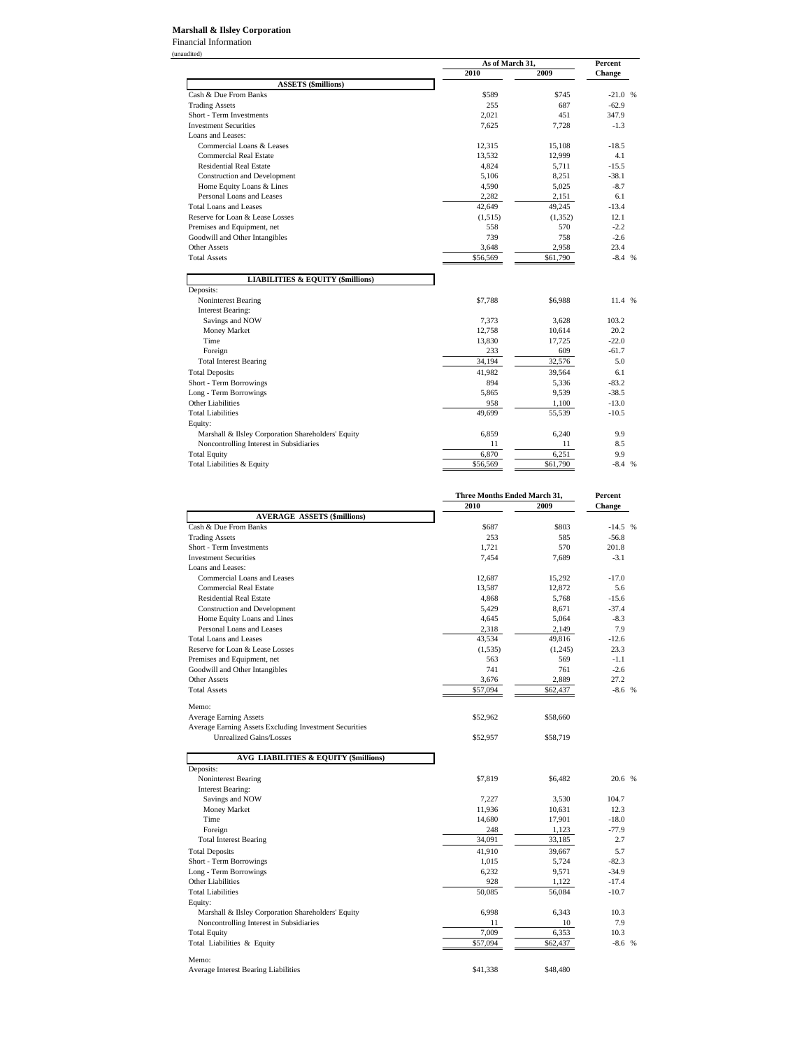**Marshall & Ilsley Corporation**

Financial Information

(unaudited)

| | As of March 31, | | Percent |
|---|---|---|---|
| | 2010 | 2009 | Change |
| **ASSETS ($millions)** | | | |
| Cash & Due From Banks | $589 | $745 | -21.0 % |
| Trading Assets | 255 | 687 | -62.9 |
| Short - Term Investments | 2,021 | 451 | 347.9 |
| Investment Securities | 7,625 | 7,728 | -1.3 |
| Loans and Leases: | | | |
| Commercial Loans & Leases | 12,315 | 15,108 | -18.5 |
| Commercial Real Estate | 13,532 | 12,999 | 4.1 |
| Residential Real Estate | 4,824 | 5,711 | -15.5 |
| Construction and Development | 5,106 | 8,251 | -38.1 |
| Home Equity Loans & Lines | 4,590 | 5,025 | -8.7 |
| Personal Loans and Leases | 2,282 | 2,151 | 6.1 |
| Total Loans and Leases | 42,649 | 49,245 | -13.4 |
| Reserve for Loan & Lease Losses | (1,515) | (1,352) | 12.1 |
| Premises and Equipment, net | 558 | 570 | -2.2 |
| Goodwill and Other Intangibles | 739 | 758 | -2.6 |
| Other Assets | 3,648 | 2,958 | 23.4 |
| Total Assets | $56,569 | $61,790 | -8.4 % |
| **LIABILITIES & EQUITY ($millions)** | | | |
| Deposits: | | | |
| Noninterest Bearing | $7,788 | $6,988 | 11.4 % |
| Interest Bearing: | | | |
| Savings and NOW | 7,373 | 3,628 | 103.2 |
| Money Market | 12,758 | 10,614 | 20.2 |
| Time | 13,830 | 17,725 | -22.0 |
| Foreign | 233 | 609 | -61.7 |
| Total Interest Bearing | 34,194 | 32,576 | 5.0 |
| Total Deposits | 41,982 | 39,564 | 6.1 |
| Short - Term Borrowings | 894 | 5,336 | -83.2 |
| Long - Term Borrowings | 5,865 | 9,539 | -38.5 |
| Other Liabilities | 958 | 1,100 | -13.0 |
| Total Liabilities | 49,699 | 55,539 | -10.5 |
| Equity: | | | |
| Marshall & Ilsley Corporation Shareholders' Equity | 6,859 | 6,240 | 9.9 |
| Noncontrolling Interest in Subsidiaries | 11 | 11 | 8.5 |
| Total Equity | 6,870 | 6,251 | 9.9 |
| Total Liabilities & Equity | $56,569 | $61,790 | -8.4 % |

| | Three Months Ended March 31, | | Percent |
|---|---|---|---|
| | 2010 | 2009 | Change |
| **AVERAGE ASSETS ($millions)** | | | |
| Cash & Due From Banks | $687 | $803 | -14.5 % |
| Trading Assets | 253 | 585 | -56.8 |
| Short - Term Investments | 1,721 | 570 | 201.8 |
| Investment Securities | 7,454 | 7,689 | -3.1 |
| Loans and Leases: | | | |
| Commercial Loans and Leases | 12,687 | 15,292 | -17.0 |
| Commercial Real Estate | 13,587 | 12,872 | 5.6 |
| Residential Real Estate | 4,868 | 5,768 | -15.6 |
| Construction and Development | 5,429 | 8,671 | -37.4 |
| Home Equity Loans and Lines | 4,645 | 5,064 | -8.3 |
| Personal Loans and Leases | 2,318 | 2,149 | 7.9 |
| Total Loans and Leases | 43,534 | 49,816 | -12.6 |
| Reserve for Loan & Lease Losses | (1,535) | (1,245) | 23.3 |
| Premises and Equipment, net | 563 | 569 | -1.1 |
| Goodwill and Other Intangibles | 741 | 761 | -2.6 |
| Other Assets | 3,676 | 2,889 | 27.2 |
| Total Assets | $57,094 | $62,437 | -8.6 % |
| Memo: | | | |
| Average Earning Assets | $52,962 | $58,660 | |
| Average Earning Assets Excluding Investment Securities Unrealized Gains/Losses | $52,957 | $58,719 | |
| **AVG LIABILITIES & EQUITY ($millions)** | | | |
| Deposits: | | | |
| Noninterest Bearing | $7,819 | $6,482 | 20.6 % |
| Interest Bearing: | | | |
| Savings and NOW | 7,227 | 3,530 | 104.7 |
| Money Market | 11,936 | 10,631 | 12.3 |
| Time | 14,680 | 17,901 | -18.0 |
| Foreign | 248 | 1,123 | -77.9 |
| Total Interest Bearing | 34,091 | 33,185 | 2.7 |
| Total Deposits | 41,910 | 39,667 | 5.7 |
| Short - Term Borrowings | 1,015 | 5,724 | -82.3 |
| Long - Term Borrowings | 6,232 | 9,571 | -34.9 |
| Other Liabilities | 928 | 1,122 | -17.4 |
| Total Liabilities | 50,085 | 56,084 | -10.7 |
| Equity: | | | |
| Marshall & Ilsley Corporation Shareholders' Equity | 6,998 | 6,343 | 10.3 |
| Noncontrolling Interest in Subsidiaries | 11 | 10 | 7.9 |
| Total Equity | 7,009 | 6,353 | 10.3 |
| Total Liabilities & Equity | $57,094 | $62,437 | -8.6 % |
| Memo: | | | |
| Average Interest Bearing Liabilities | $41,338 | $48,480 | |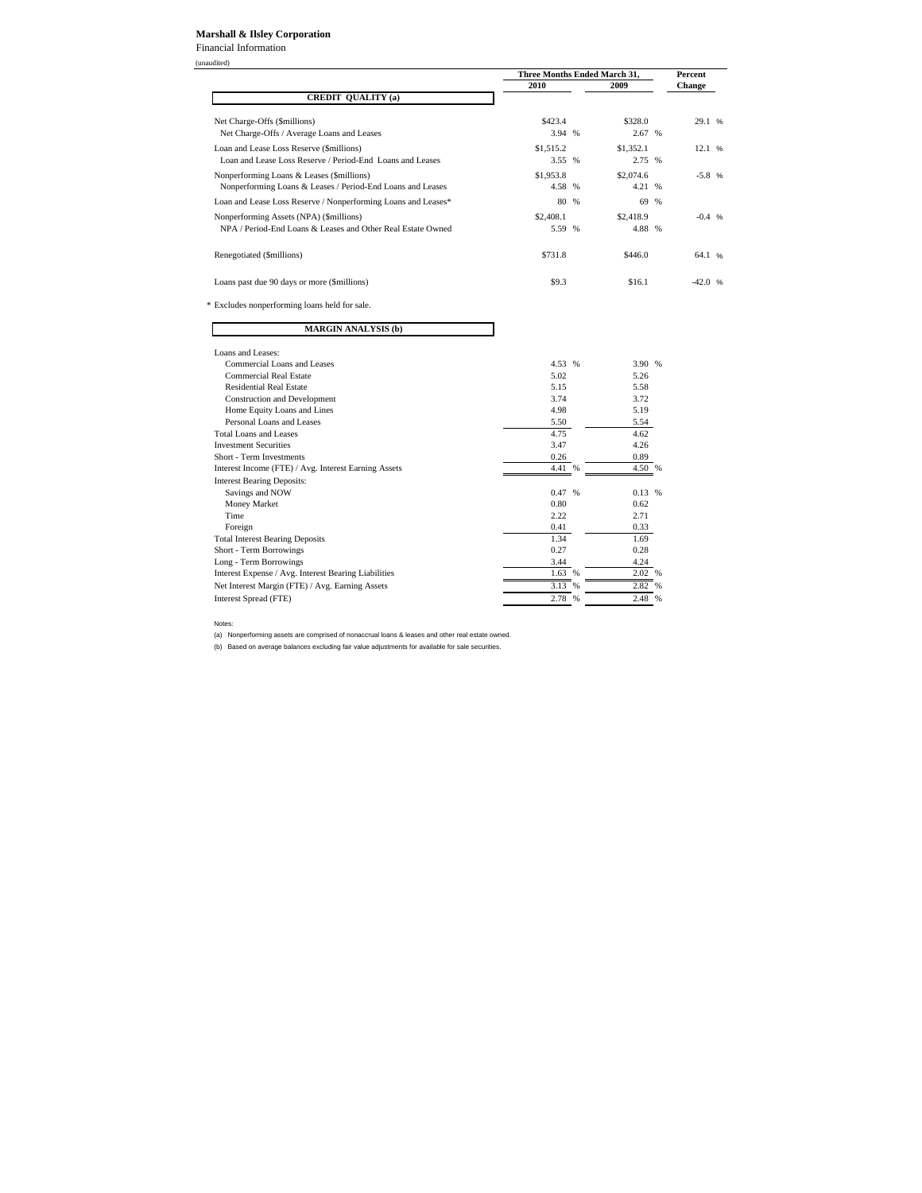**Marshall & Ilsley Corporation**

Financial Information

(unaudited)

| | Three Months Ended March 31, 2010 | 2009 | Percent Change |
|---|---|---|---|
| **CREDIT QUALITY (a)** | | | |
| Net Charge-Offs ($millions) | $423.4 | $328.0 | 29.1 % |
| Net Charge-Offs / Average Loans and Leases | 3.94 % | 2.67 % | |
| Loan and Lease Loss Reserve ($millions) | $1,515.2 | $1,352.1 | 12.1 % |
| Loan and Lease Loss Reserve / Period-End Loans and Leases | 3.55 % | 2.75 % | |
| Nonperforming Loans & Leases ($millions) | $1,953.8 | $2,074.6 | -5.8 % |
| Nonperforming Loans & Leases / Period-End Loans and Leases | 4.58 % | 4.21 % | |
| Loan and Lease Loss Reserve / Nonperforming Loans and Leases* | 80 % | 69 % | |
| Nonperforming Assets (NPA) ($millions) | $2,408.1 | $2,418.9 | -0.4 % |
| NPA / Period-End Loans & Leases and Other Real Estate Owned | 5.59 % | 4.88 % | |
| Renegotiated ($millions) | $731.8 | $446.0 | 64.1 % |
| Loans past due 90 days or more ($millions) | $9.3 | $16.1 | -42.0 % |

\* Excludes nonperforming loans held for sale.

| | 2010 | 2009 |
|---|---|---|
| **MARGIN ANALYSIS (b)** | | |
| Loans and Leases: | | |
| Commercial Loans and Leases | 4.53 % | 3.90 % |
| Commercial Real Estate | 5.02 | 5.26 |
| Residential Real Estate | 5.15 | 5.58 |
| Construction and Development | 3.74 | 3.72 |
| Home Equity Loans and Lines | 4.98 | 5.19 |
| Personal Loans and Leases | 5.50 | 5.54 |
| Total Loans and Leases | 4.75 | 4.62 |
| Investment Securities | 3.47 | 4.26 |
| Short - Term Investments | 0.26 | 0.89 |
| Interest Income (FTE) / Avg. Interest Earning Assets | 4.41 % | 4.50 % |
| Interest Bearing Deposits: | | |
| Savings and NOW | 0.47 % | 0.13 % |
| Money Market | 0.80 | 0.62 |
| Time | 2.22 | 2.71 |
| Foreign | 0.41 | 0.33 |
| Total Interest Bearing Deposits | 1.34 | 1.69 |
| Short - Term Borrowings | 0.27 | 0.28 |
| Long - Term Borrowings | 3.44 | 4.24 |
| Interest Expense / Avg. Interest Bearing Liabilities | 1.63 % | 2.02 % |
| Net Interest Margin (FTE) / Avg. Earning Assets | 3.13 % | 2.82 % |
| Interest Spread (FTE) | 2.78 % | 2.48 % |

Notes:

(a) Nonperforming assets are comprised of nonaccrual loans & leases and other real estate owned.

(b) Based on average balances excluding fair value adjustments for available for sale securities.